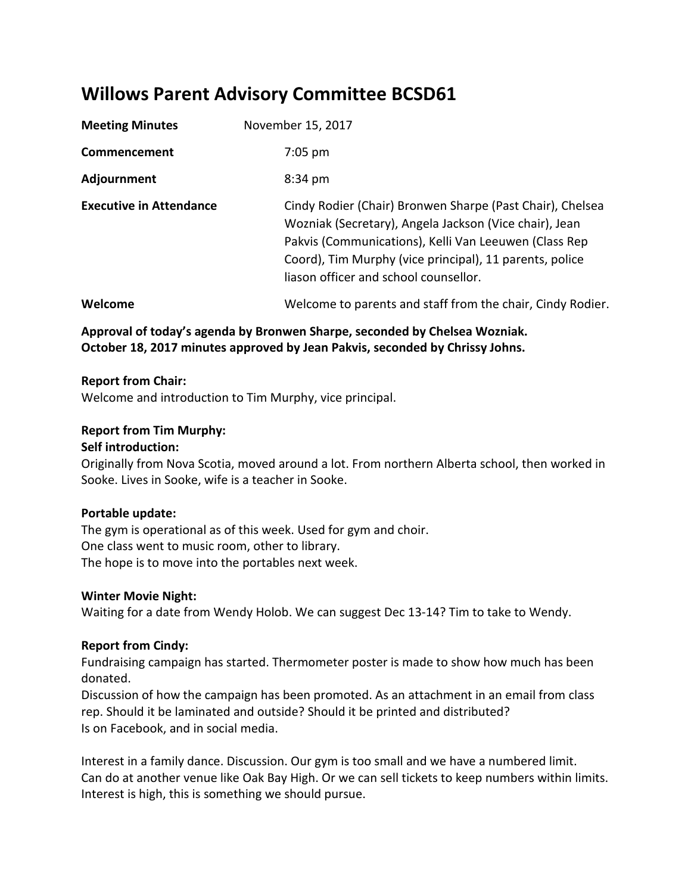# Willows Parent Advisory Committee BCSD61

| | |
|---|---|
| **Meeting Minutes** | November 15, 2017 |
| **Commencement** | 7:05 pm |
| **Adjournment** | 8:34 pm |
| **Executive in Attendance** | Cindy Rodier (Chair) Bronwen Sharpe (Past Chair), Chelsea Wozniak (Secretary), Angela Jackson (Vice chair), Jean Pakvis (Communications), Kelli Van Leeuwen (Class Rep Coord), Tim Murphy (vice principal), 11 parents, police liason officer and school counsellor. |
| **Welcome** | Welcome to parents and staff from the chair, Cindy Rodier. |

**Approval of today's agenda by Bronwen Sharpe, seconded by Chelsea Wozniak.**
**October 18, 2017 minutes approved by Jean Pakvis, seconded by Chrissy Johns.**

**Report from Chair:**
Welcome and introduction to Tim Murphy, vice principal.

**Report from Tim Murphy:**
**Self introduction:**
Originally from Nova Scotia, moved around a lot. From northern Alberta school, then worked in Sooke. Lives in Sooke, wife is a teacher in Sooke.

**Portable update:**
The gym is operational as of this week. Used for gym and choir.
One class went to music room, other to library.
The hope is to move into the portables next week.

**Winter Movie Night:**
Waiting for a date from Wendy Holob. We can suggest Dec 13-14? Tim to take to Wendy.

**Report from Cindy:**
Fundraising campaign has started. Thermometer poster is made to show how much has been donated.
Discussion of how the campaign has been promoted. As an attachment in an email from class rep. Should it be laminated and outside? Should it be printed and distributed?
Is on Facebook, and in social media.

Interest in a family dance. Discussion. Our gym is too small and we have a numbered limit.
Can do at another venue like Oak Bay High. Or we can sell tickets to keep numbers within limits.
Interest is high, this is something we should pursue.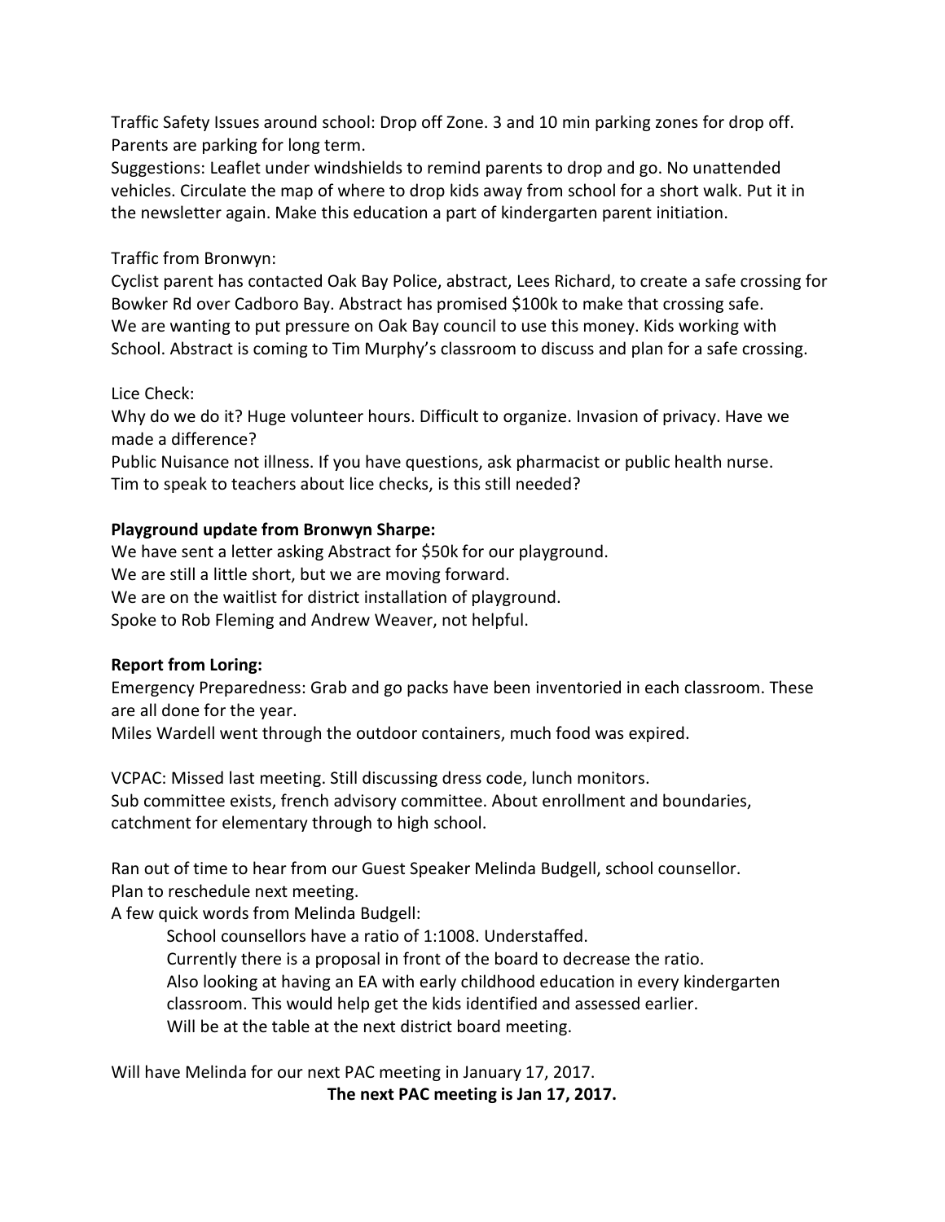Traffic Safety Issues around school: Drop off Zone. 3 and 10 min parking zones for drop off. Parents are parking for long term.
Suggestions: Leaflet under windshields to remind parents to drop and go. No unattended vehicles. Circulate the map of where to drop kids away from school for a short walk. Put it in the newsletter again. Make this education a part of kindergarten parent initiation.

Traffic from Bronwyn:
Cyclist parent has contacted Oak Bay Police, abstract, Lees Richard, to create a safe crossing for Bowker Rd over Cadboro Bay. Abstract has promised $100k to make that crossing safe.
We are wanting to put pressure on Oak Bay council to use this money. Kids working with School. Abstract is coming to Tim Murphy's classroom to discuss and plan for a safe crossing.

Lice Check:
Why do we do it? Huge volunteer hours. Difficult to organize. Invasion of privacy. Have we made a difference?
Public Nuisance not illness. If you have questions, ask pharmacist or public health nurse.
Tim to speak to teachers about lice checks, is this still needed?

**Playground update from Bronwyn Sharpe:**
We have sent a letter asking Abstract for $50k for our playground.
We are still a little short, but we are moving forward.
We are on the waitlist for district installation of playground.
Spoke to Rob Fleming and Andrew Weaver, not helpful.

**Report from Loring:**
Emergency Preparedness: Grab and go packs have been inventoried in each classroom. These are all done for the year.
Miles Wardell went through the outdoor containers, much food was expired.

VCPAC: Missed last meeting. Still discussing dress code, lunch monitors.
Sub committee exists, french advisory committee. About enrollment and boundaries, catchment for elementary through to high school.

Ran out of time to hear from our Guest Speaker Melinda Budgell, school counsellor.
Plan to reschedule next meeting.
A few quick words from Melinda Budgell:

> School counsellors have a ratio of 1:1008. Understaffed.
> Currently there is a proposal in front of the board to decrease the ratio.
> Also looking at having an EA with early childhood education in every kindergarten classroom. This would help get the kids identified and assessed earlier.
> Will be at the table at the next district board meeting.

Will have Melinda for our next PAC meeting in January 17, 2017.

**The next PAC meeting is Jan 17, 2017.**